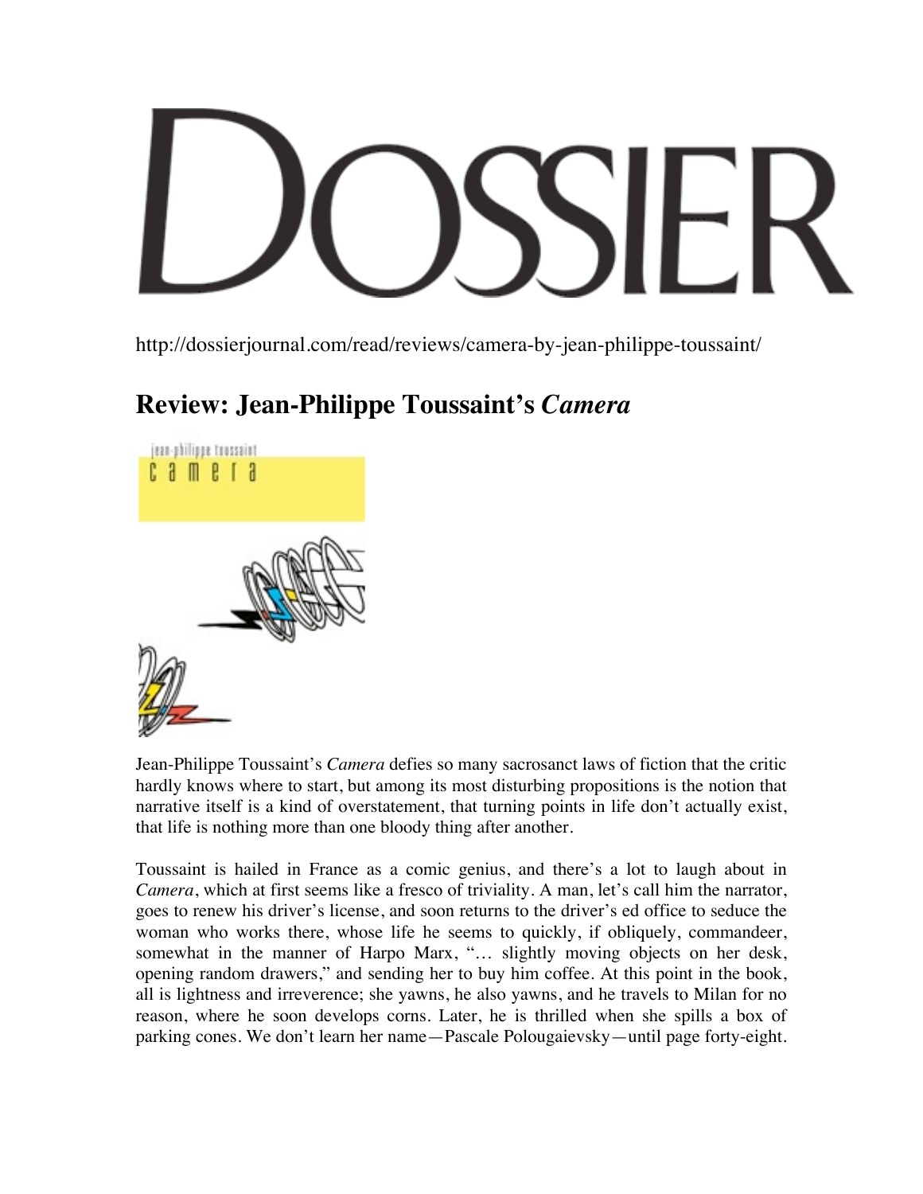# DOSSIER

http://dossierjournal.com/read/reviews/camera-by-jean-philippe-toussaint/

## Review: Jean-Philippe Toussaint's *Camera*

Jean-Philippe Toussaint's *Camera* defies so many sacrosanct laws of fiction that the critic hardly knows where to start, but among its most disturbing propositions is the notion that narrative itself is a kind of overstatement, that turning points in life don't actually exist, that life is nothing more than one bloody thing after another.

Toussaint is hailed in France as a comic genius, and there's a lot to laugh about in *Camera*, which at first seems like a fresco of triviality. A man, let's call him the narrator, goes to renew his driver's license, and soon returns to the driver's ed office to seduce the woman who works there, whose life he seems to quickly, if obliquely, commandeer, somewhat in the manner of Harpo Marx, "… slightly moving objects on her desk, opening random drawers," and sending her to buy him coffee. At this point in the book, all is lightness and irreverence; she yawns, he also yawns, and he travels to Milan for no reason, where he soon develops corns. Later, he is thrilled when she spills a box of parking cones. We don't learn her name—Pascale Polougaievsky—until page forty-eight.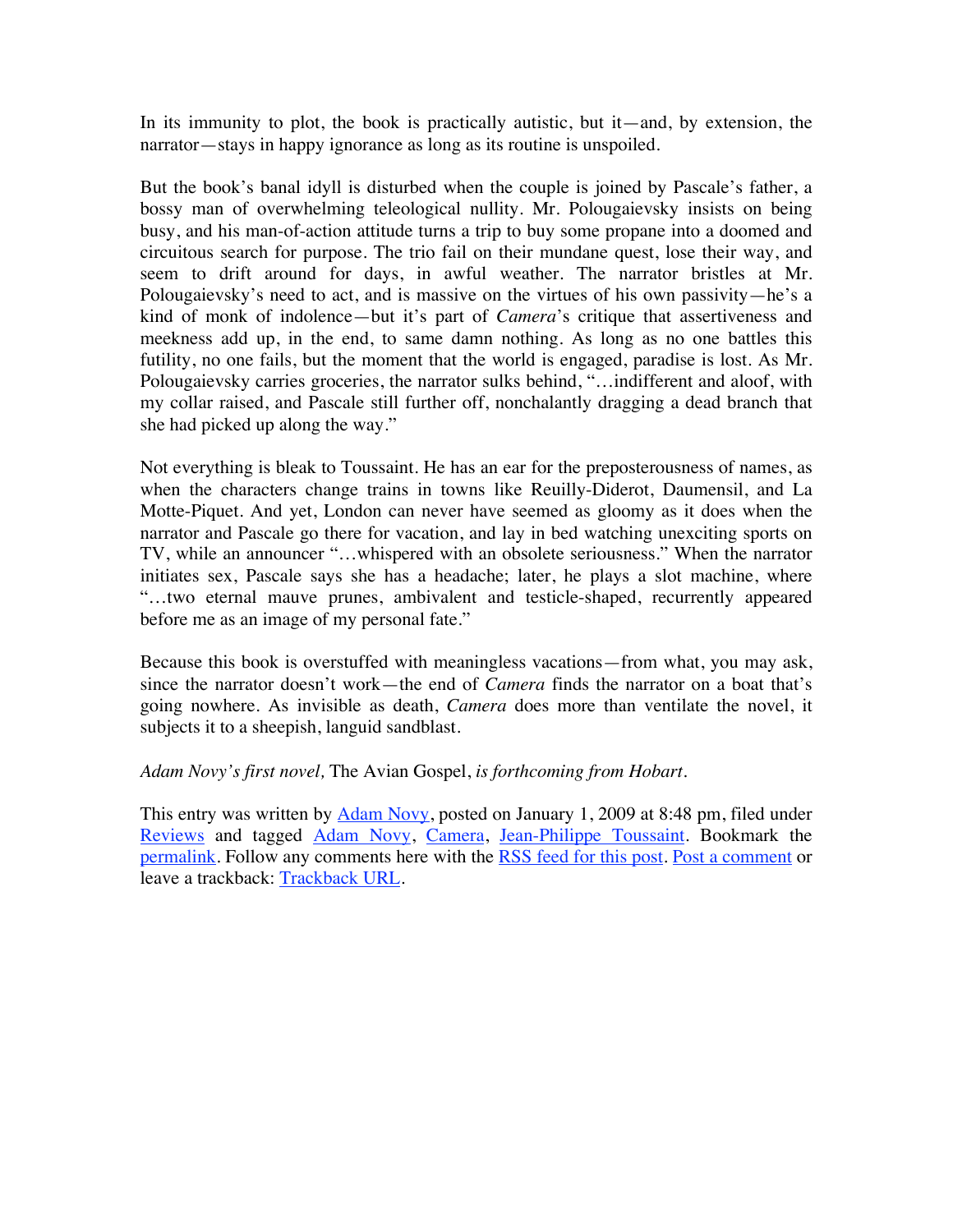In its immunity to plot, the book is practically autistic, but it—and, by extension, the narrator—stays in happy ignorance as long as its routine is unspoiled.

But the book's banal idyll is disturbed when the couple is joined by Pascale's father, a bossy man of overwhelming teleological nullity. Mr. Polougaievsky insists on being busy, and his man-of-action attitude turns a trip to buy some propane into a doomed and circuitous search for purpose. The trio fail on their mundane quest, lose their way, and seem to drift around for days, in awful weather. The narrator bristles at Mr. Polougaievsky's need to act, and is massive on the virtues of his own passivity—he's a kind of monk of indolence—but it's part of *Camera*'s critique that assertiveness and meekness add up, in the end, to same damn nothing. As long as no one battles this futility, no one fails, but the moment that the world is engaged, paradise is lost. As Mr. Polougaievsky carries groceries, the narrator sulks behind, "…indifferent and aloof, with my collar raised, and Pascale still further off, nonchalantly dragging a dead branch that she had picked up along the way."

Not everything is bleak to Toussaint. He has an ear for the preposterousness of names, as when the characters change trains in towns like Reuilly-Diderot, Daumensil, and La Motte-Piquet. And yet, London can never have seemed as gloomy as it does when the narrator and Pascale go there for vacation, and lay in bed watching unexciting sports on TV, while an announcer "…whispered with an obsolete seriousness." When the narrator initiates sex, Pascale says she has a headache; later, he plays a slot machine, where "…two eternal mauve prunes, ambivalent and testicle-shaped, recurrently appeared before me as an image of my personal fate."

Because this book is overstuffed with meaningless vacations—from what, you may ask, since the narrator doesn't work—the end of *Camera* finds the narrator on a boat that's going nowhere. As invisible as death, *Camera* does more than ventilate the novel, it subjects it to a sheepish, languid sandblast.

*Adam Novy's first novel,* The Avian Gospel, *is forthcoming from Hobart.*

This entry was written by Adam Novy, posted on January 1, 2009 at 8:48 pm, filed under Reviews and tagged Adam Novy, Camera, Jean-Philippe Toussaint. Bookmark the permalink. Follow any comments here with the RSS feed for this post. Post a comment or leave a trackback: Trackback URL.